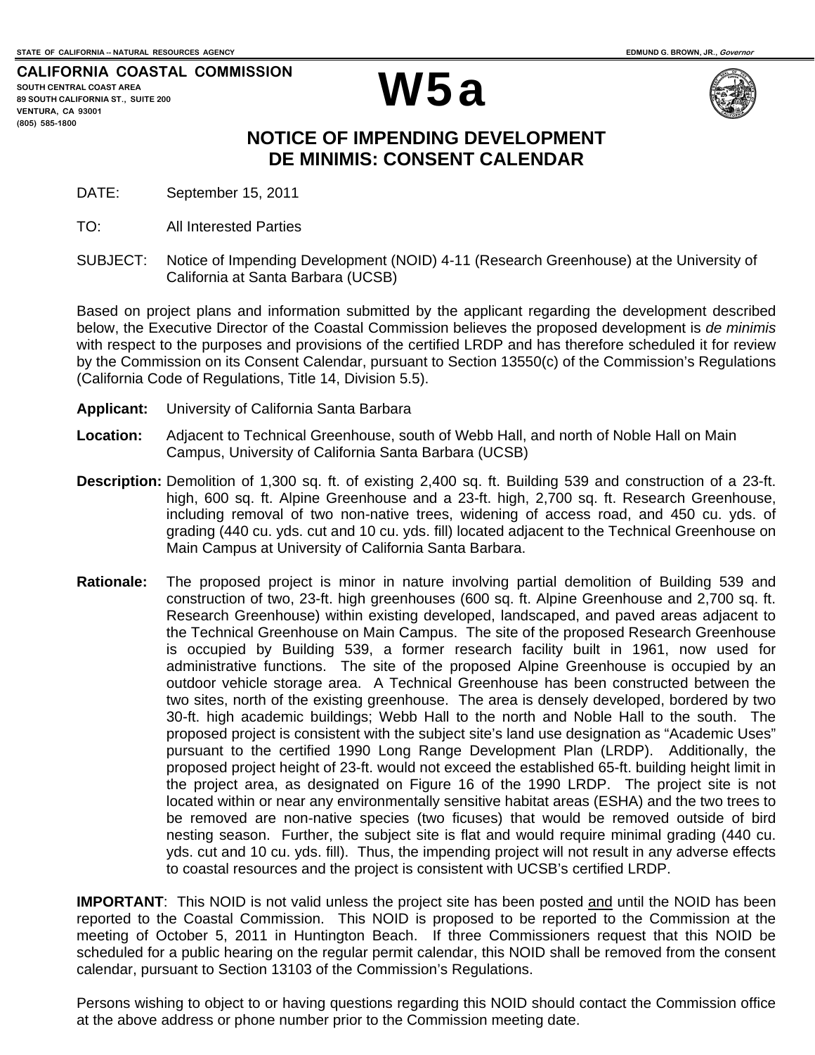STATE OF CALIFORNIA -- NATURAL RESOURCES AGENCY

EDMUND G. BROWN, JR., *Governor*

**CALIFORNIA COASTAL COMMISSION**
SOUTH CENTRAL COAST AREA
89 SOUTH CALIFORNIA ST., SUITE 200
VENTURA, CA 93001
(805) 585-1800

# W5a

## NOTICE OF IMPENDING DEVELOPMENT DE MINIMIS: CONSENT CALENDAR

DATE: September 15, 2011

TO: All Interested Parties

SUBJECT: Notice of Impending Development (NOID) 4-11 (Research Greenhouse) at the University of California at Santa Barbara (UCSB)

Based on project plans and information submitted by the applicant regarding the development described below, the Executive Director of the Coastal Commission believes the proposed development is *de minimis* with respect to the purposes and provisions of the certified LRDP and has therefore scheduled it for review by the Commission on its Consent Calendar, pursuant to Section 13550(c) of the Commission's Regulations (California Code of Regulations, Title 14, Division 5.5).

**Applicant:** University of California Santa Barbara

**Location:** Adjacent to Technical Greenhouse, south of Webb Hall, and north of Noble Hall on Main Campus, University of California Santa Barbara (UCSB)

**Description:** Demolition of 1,300 sq. ft. of existing 2,400 sq. ft. Building 539 and construction of a 23-ft. high, 600 sq. ft. Alpine Greenhouse and a 23-ft. high, 2,700 sq. ft. Research Greenhouse, including removal of two non-native trees, widening of access road, and 450 cu. yds. of grading (440 cu. yds. cut and 10 cu. yds. fill) located adjacent to the Technical Greenhouse on Main Campus at University of California Santa Barbara.

**Rationale:** The proposed project is minor in nature involving partial demolition of Building 539 and construction of two, 23-ft. high greenhouses (600 sq. ft. Alpine Greenhouse and 2,700 sq. ft. Research Greenhouse) within existing developed, landscaped, and paved areas adjacent to the Technical Greenhouse on Main Campus. The site of the proposed Research Greenhouse is occupied by Building 539, a former research facility built in 1961, now used for administrative functions. The site of the proposed Alpine Greenhouse is occupied by an outdoor vehicle storage area. A Technical Greenhouse has been constructed between the two sites, north of the existing greenhouse. The area is densely developed, bordered by two 30-ft. high academic buildings; Webb Hall to the north and Noble Hall to the south. The proposed project is consistent with the subject site's land use designation as "Academic Uses" pursuant to the certified 1990 Long Range Development Plan (LRDP). Additionally, the proposed project height of 23-ft. would not exceed the established 65-ft. building height limit in the project area, as designated on Figure 16 of the 1990 LRDP. The project site is not located within or near any environmentally sensitive habitat areas (ESHA) and the two trees to be removed are non-native species (two ficuses) that would be removed outside of bird nesting season. Further, the subject site is flat and would require minimal grading (440 cu. yds. cut and 10 cu. yds. fill). Thus, the impending project will not result in any adverse effects to coastal resources and the project is consistent with UCSB's certified LRDP.

**IMPORTANT**: This NOID is not valid unless the project site has been posted and until the NOID has been reported to the Coastal Commission. This NOID is proposed to be reported to the Commission at the meeting of October 5, 2011 in Huntington Beach. If three Commissioners request that this NOID be scheduled for a public hearing on the regular permit calendar, this NOID shall be removed from the consent calendar, pursuant to Section 13103 of the Commission's Regulations.

Persons wishing to object to or having questions regarding this NOID should contact the Commission office at the above address or phone number prior to the Commission meeting date.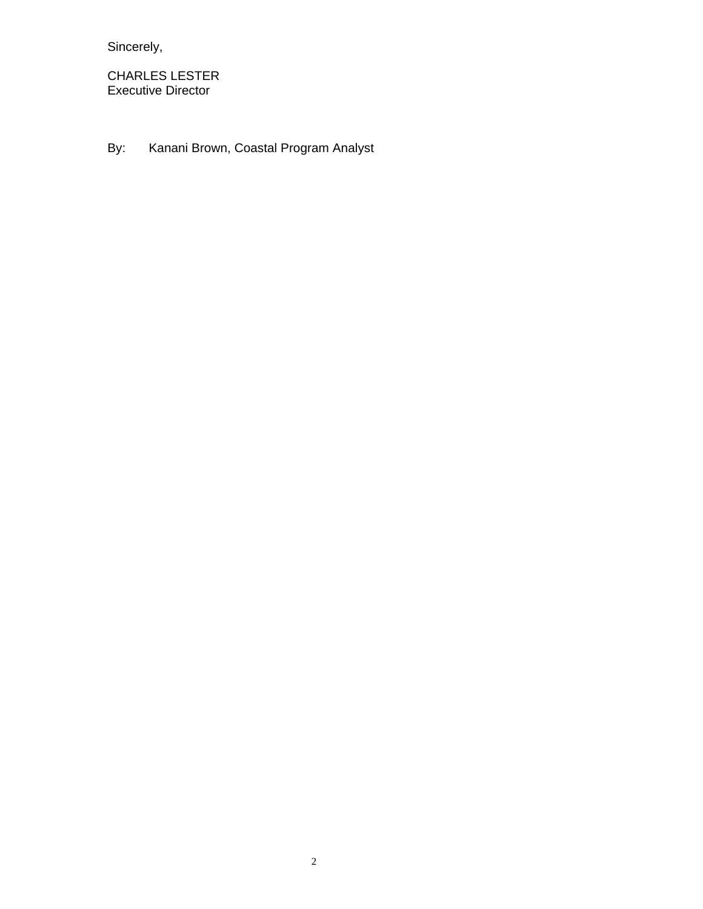Sincerely,

CHARLES LESTER
Executive Director

By: Kanani Brown, Coastal Program Analyst